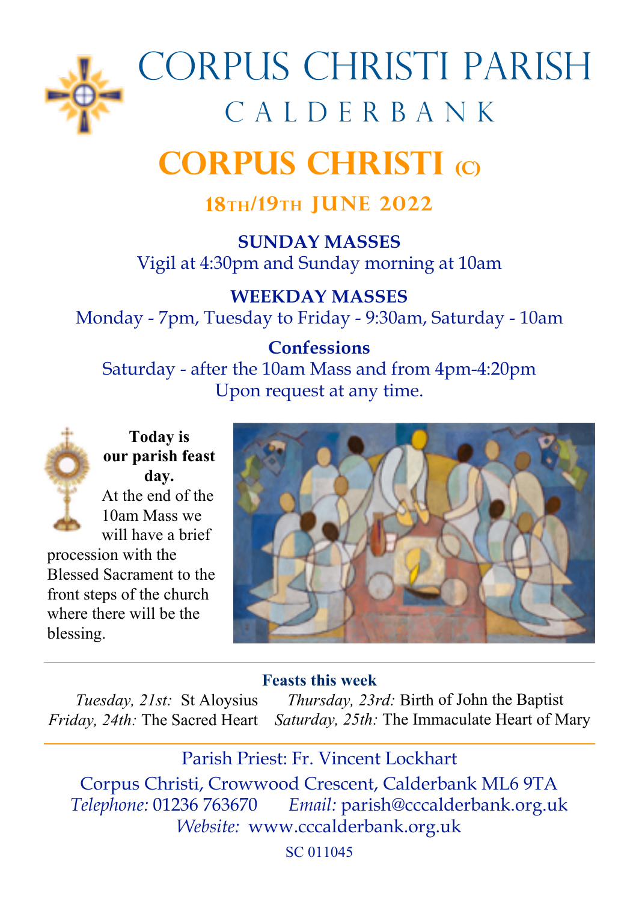# Corpus Christi Parish

## C A L D E R B A N K

# CORPUS CHRISTI (C)

## 18th/19th JUNE 2022

**SUNDAY MASSES**

Vigil at 4:30pm and Sunday morning at 10am

**WEEKDAY MASSES**

Monday - 7pm, Tuesday to Friday - 9:30am, Saturday - 10am

**Confessions**

Saturday - after the 10am Mass and from 4pm-4:20pm

Upon request at any time.

**Today is our parish feast day.** At the end of the 10am Mass we will have a brief procession with the Blessed Sacrament to the front steps of the church where there will be the blessing.

---

**Feasts this week**

*Tuesday, 21st:* St Aloysius

*Thursday, 23rd:* Birth of John the Baptist

*Friday, 24th:* The Sacred Heart

*Saturday, 25th:* The Immaculate Heart of Mary

---

Parish Priest: Fr. Vincent Lockhart

Corpus Christi, Crowwood Crescent, Calderbank ML6 9TA

*Telephone:* 01236 763670 *Email:* parish@cccalderbank.org.uk

*Website:* www.cccalderbank.org.uk

SC 011045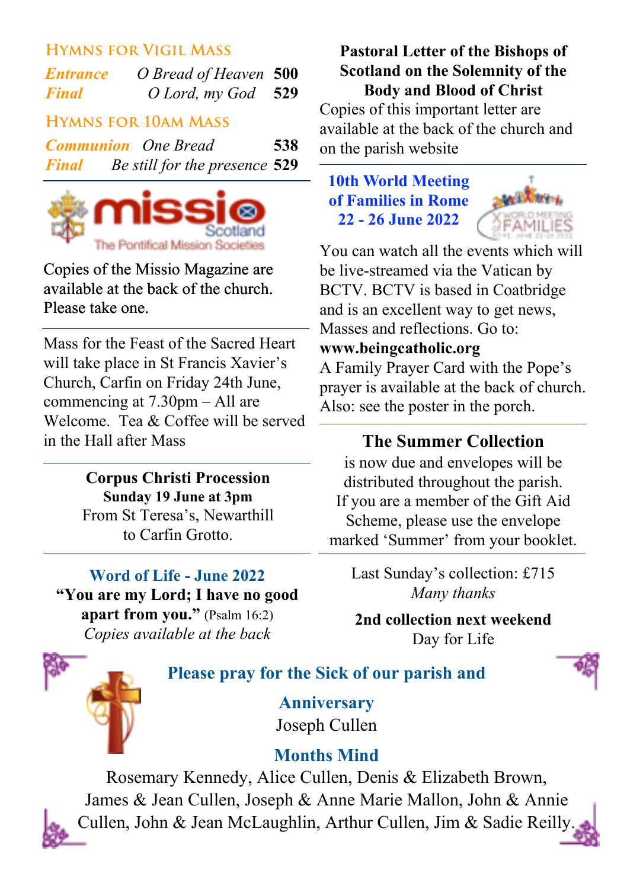## Hymns for Vigil Mass

| | | |
|---|---|---|
| ***Entrance*** | *O Bread of Heaven* | **500** |
| ***Final*** | *O Lord, my God* | **529** |

## Hymns for 10am Mass

| | | |
|---|---|---|
| ***Communion*** | *One Bread* | **538** |
| ***Final*** | *Be still for the presence* | **529** |

missio Scotland
The Pontifical Mission Societies

Copies of the Missio Magazine are available at the back of the church. Please take one.

Mass for the Feast of the Sacred Heart will take place in St Francis Xavier's Church, Carfin on Friday 24th June, commencing at 7.30pm – All are Welcome. Tea & Coffee will be served in the Hall after Mass

**Corpus Christi Procession**
**Sunday 19 June at 3pm**
From St Teresa's, Newarthill to Carfin Grotto.

**Word of Life - June 2022**
**"You are my Lord; I have no good apart from you."** (Psalm 16:2)
*Copies available at the back*

**Pastoral Letter of the Bishops of Scotland on the Solemnity of the Body and Blood of Christ**
Copies of this important letter are available at the back of the church and on the parish website

**10th World Meeting of Families in Rome 22 - 26 June 2022**

You can watch all the events which will be live-streamed via the Vatican by BCTV. BCTV is based in Coatbridge and is an excellent way to get news, Masses and reflections. Go to: **www.beingcatholic.org**
A Family Prayer Card with the Pope's prayer is available at the back of church. Also: see the poster in the porch.

**The Summer Collection**
is now due and envelopes will be distributed throughout the parish. If you are a member of the Gift Aid Scheme, please use the envelope marked 'Summer' from your booklet.

Last Sunday's collection: £715
*Many thanks*

**2nd collection next weekend**
Day for Life

**Please pray for the Sick of our parish and**

**Anniversary**
Joseph Cullen

**Months Mind**
Rosemary Kennedy, Alice Cullen, Denis & Elizabeth Brown, James & Jean Cullen, Joseph & Anne Marie Mallon, John & Annie Cullen, John & Jean McLaughlin, Arthur Cullen, Jim & Sadie Reilly.